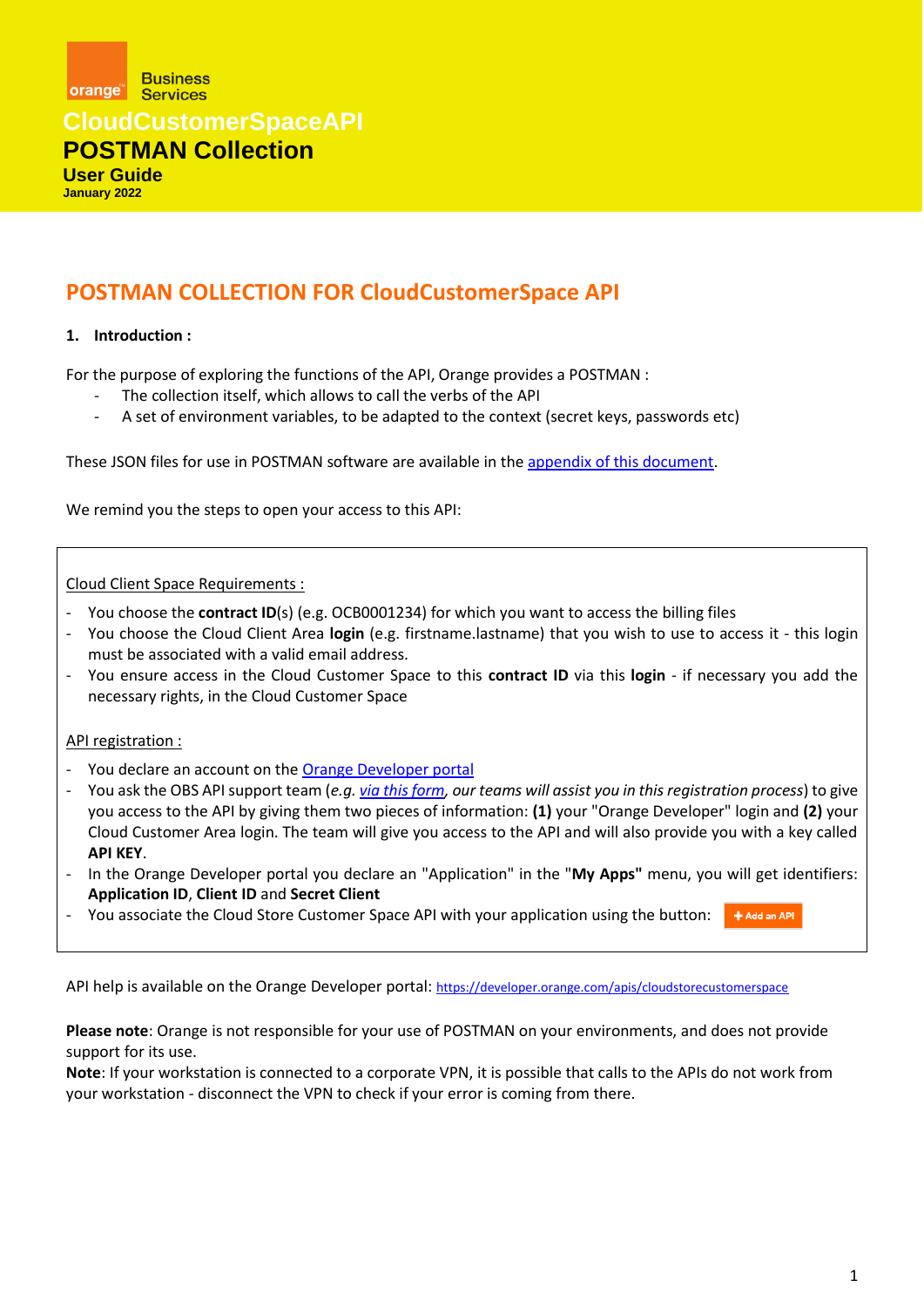Business Services

# CloudCustomerSpaceAPI

# POSTMAN Collection

### User Guide

**January 2022**

## POSTMAN COLLECTION FOR CloudCustomerSpace API

**1. Introduction :**

For the purpose of exploring the functions of the API, Orange provides a POSTMAN :

- The collection itself, which allows to call the verbs of the API
- A set of environment variables, to be adapted to the context (secret keys, passwords etc)

These JSON files for use in POSTMAN software are available in the appendix of this document.

We remind you the steps to open your access to this API:

Cloud Client Space Requirements :

- You choose the **contract ID**(s) (e.g. OCB0001234) for which you want to access the billing files
- You choose the Cloud Client Area **login** (e.g. firstname.lastname) that you wish to use to access it - this login must be associated with a valid email address.
- You ensure access in the Cloud Customer Space to this **contract ID** via this **login** - if necessary you add the necessary rights, in the Cloud Customer Space

API registration :

- You declare an account on the Orange Developer portal
- You ask the OBS API support team (*e.g. via this form, our teams will assist you in this registration process*) to give you access to the API by giving them two pieces of information: **(1)** your "Orange Developer" login and **(2)** your Cloud Customer Area login. The team will give you access to the API and will also provide you with a key called **API KEY**.
- In the Orange Developer portal you declare an "Application" in the "**My Apps"** menu, you will get identifiers: **Application ID**, **Client ID** and **Secret Client**
- You associate the Cloud Store Customer Space API with your application using the button: **+ Add an API**

API help is available on the Orange Developer portal: https://developer.orange.com/apis/cloudstorecustomerspace

**Please note**: Orange is not responsible for your use of POSTMAN on your environments, and does not provide support for its use.
**Note**: If your workstation is connected to a corporate VPN, it is possible that calls to the APIs do not work from your workstation - disconnect the VPN to check if your error is coming from there.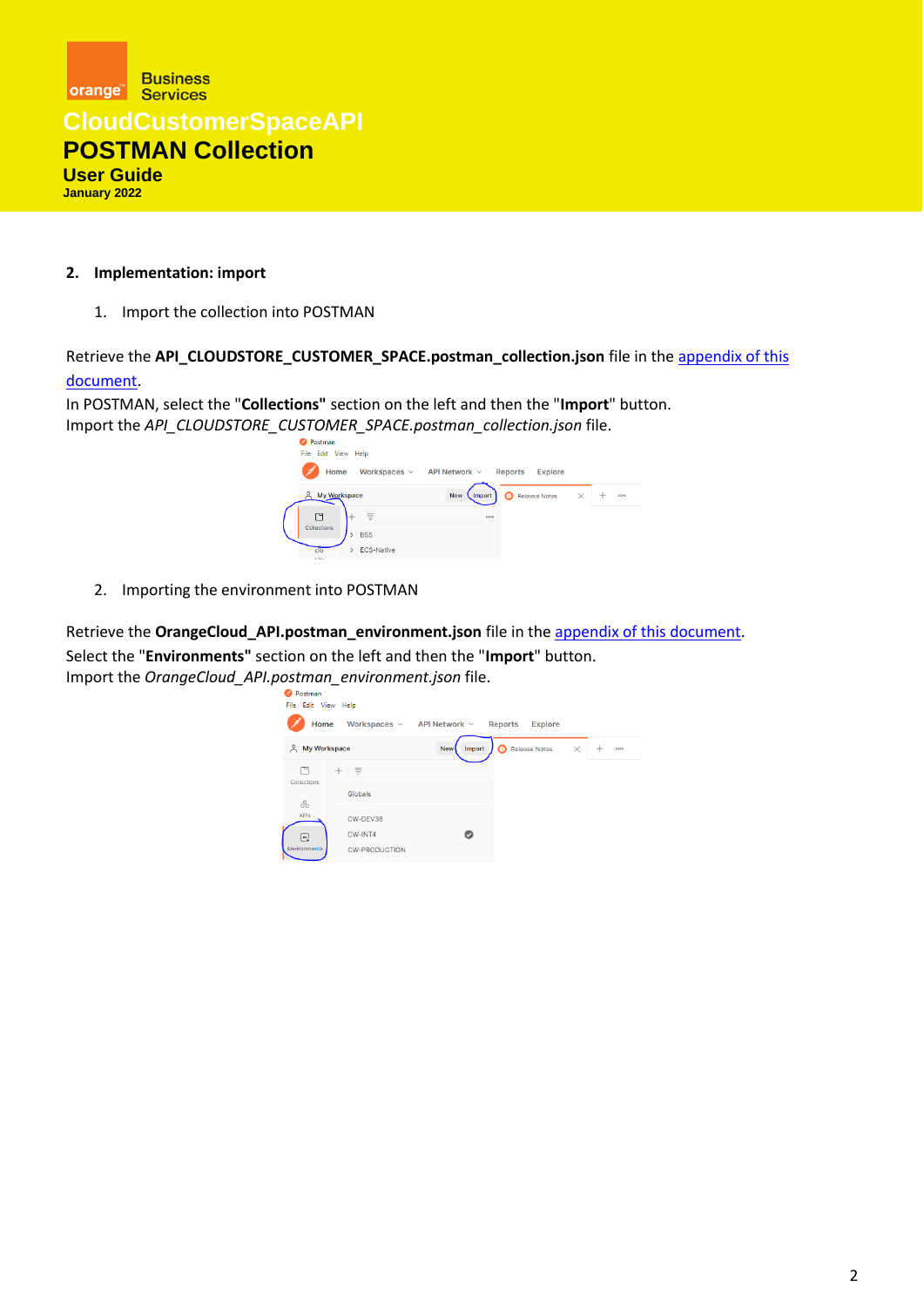## 2. Implementation: import

1. Import the collection into POSTMAN

Retrieve the **API_CLOUDSTORE_CUSTOMER_SPACE.postman_collection.json** file in the appendix of this document.
In POSTMAN, select the "**Collections"** section on the left and then the "**Import**" button.
Import the *API_CLOUDSTORE_CUSTOMER_SPACE.postman_collection.json* file.

2. Importing the environment into POSTMAN

Retrieve the **OrangeCloud_API.postman_environment.json** file in the appendix of this document.
Select the "**Environments"** section on the left and then the "**Import**" button.
Import the *OrangeCloud_API.postman_environment.json* file.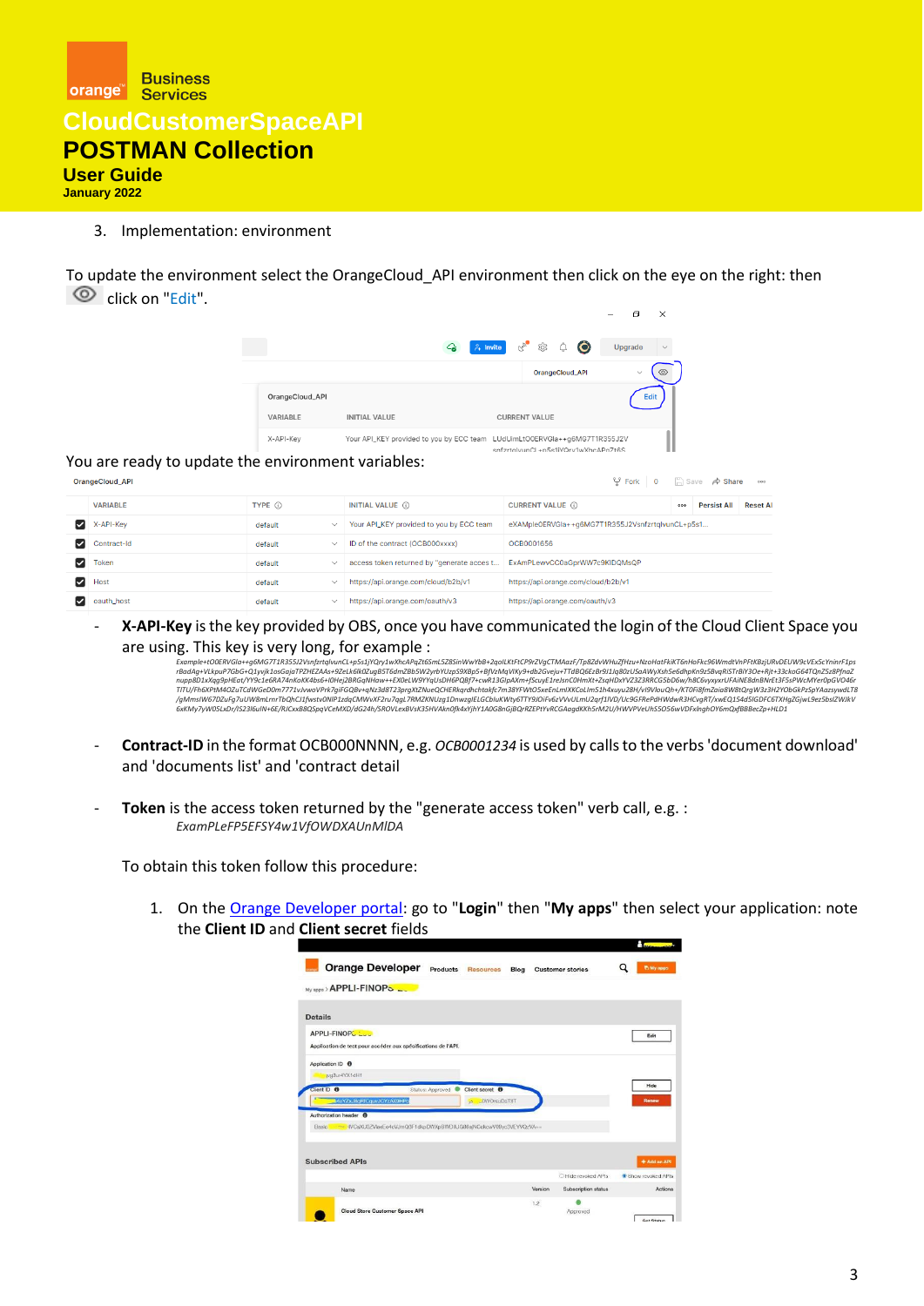3. Implementation: environment

To update the environment select the OrangeCloud_API environment then click on the eye on the right: then click on "Edit".

You are ready to update the environment variables:

| | VARIABLE | TYPE | INITIAL VALUE | CURRENT VALUE |
|---|---|---|---|---|
| ☑ | X-API-Key | default | Your API_KEY provided to you by ECC team | eXAmpleOERVGla++g6MG7T1R355J2VsnfzrtqlvunCL+p5s1... |
| ☑ | Contract-Id | default | ID of the contract (OCB000xxxx) | OCB0001656 |
| ☑ | Token | default | access token returned by "generate acces t... | ExAmPLewvCC0aGprWW7c9KIDQMsQP |
| ☑ | Host | default | https://api.orange.com/cloud/b2b/v1 | https://api.orange.com/cloud/b2b/v1 |
| ☑ | oauth_host | default | https://api.orange.com/oauth/v3 | https://api.orange.com/oauth/v3 |

- **X-API-Key** is the key provided by OBS, once you have communicated the login of the Cloud Client Space you are using. This key is very long, for example :
  *Example+tO0ERVGla++g6MG7T1R355J2VsnfzrtqlvunCL+p5s1jYQry1wXhcAPqZt6SmL5Z8SinWwYbB+2qolLKtFtCP9rZVgCTMAazF/Tp8ZdvWHuZfHzu+NzoHatFkiKT6nHoFkc96WmdtVnPFtKBzjURvDEUW9cVExScYnInrF1ps rBadAg+VLkpuP7GbG+Q1yvjk1osGajaTPZHEZAAs+9ZeLk6lkQZugB5T6dmZBbSW2yrbYUzpS9XBp5+BfVzMqVlKy9+db2Gveju+TTdBQ6EzBr9J1Jq80zUSaAWyXshSe6dhpKn9z5BvqRiSTrBiY3Oe+Rjt+33ckoG64TQnZSz8PfnaZ nupp8D1xXqg9pHEat/YY9c1e6RA74nKoKK4bs6+I0Hej2BRGqNHaw++EXOeLW9YYqUsDH6PQ8j7+cwR13GlpAXm+fScuyE1reJsnCOHmXt+ZsqHDxYVZ3Z3RRCG5bD6w/h8C6vyxyxrUFAiNE8dnBNrEt3F5sPWcMYer0pGVO46r TITU/Fh6XPtM4OZuTCdWGeD0m7771vJvwoVPrk7giFGQBv+gNz3d8T23prgXtZNueQCHERkqrdhchtakfc7m38YFWtO5xeEnLmIXKCoLlmS1h4xuyu28H/vI9VlouQh+/KT0Fi8fmZaia8W8tQrgW3z3H2YObGkPzSpYAazsywdLT8 /gMmsIW67DZuFg7uUW8mLmrTbQhCJ1fwstv0NIP1zdqCMWvXF2ru7qgL7RMZKNUzg1DnwzgIELGCbIuKWty6TTY9JOiFv6zVVvULmU2qrf1IVD/Uc9GFRePdHWdwR3HCvgRT/xwEQ154d5IGDFC6TXHgZGjwL9ez5bsIZWJkV 6xKMy7yW05LxDr/lS23I6uIN+6E/RJCxxB8QSpqVCeMXD/dG24h/SROVLexBVsX35HVAkn0fk4xYjhY1A0G8nGjBQrRZEPtYvRCGAagdKKh5rM2U/HWVPVeUhSSO56wVDFxlnghOY6mQxfBBBecZp+HLD1*

- **Contract-ID** in the format OCB000NNNN, e.g. *OCB0001234* is used by calls to the verbs 'document download' and 'documents list' and 'contract detail

- **Token** is the access token returned by the "generate access token" verb call, e.g. :
  *ExamPLeFP5EFSY4w1VfOWDXAUnMIDA*

  To obtain this token follow this procedure:

  1. On the Orange Developer portal: go to "**Login**" then "**My apps**" then select your application: note the **Client ID** and **Client secret** fields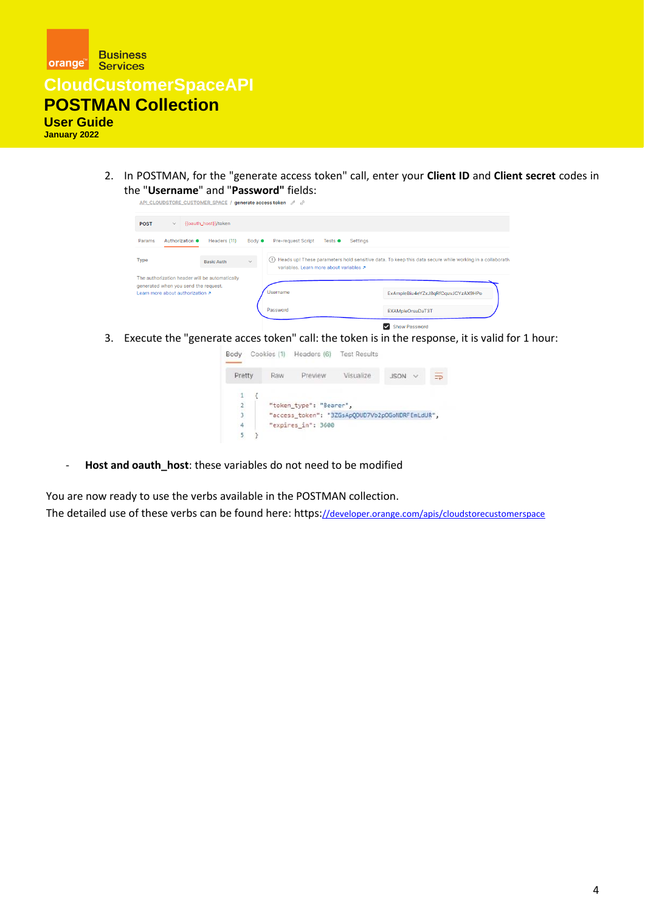2. In POSTMAN, for the "generate access token" call, enter your **Client ID** and **Client secret** codes in the "**Username**" and "**Password**" fields:

3. Execute the "generate acces token" call: the token is in the response, it is valid for 1 hour:

- **Host and oauth_host**: these variables do not need to be modified

You are now ready to use the verbs available in the POSTMAN collection.
The detailed use of these verbs can be found here: https://developer.orange.com/apis/cloudstorecustomerspace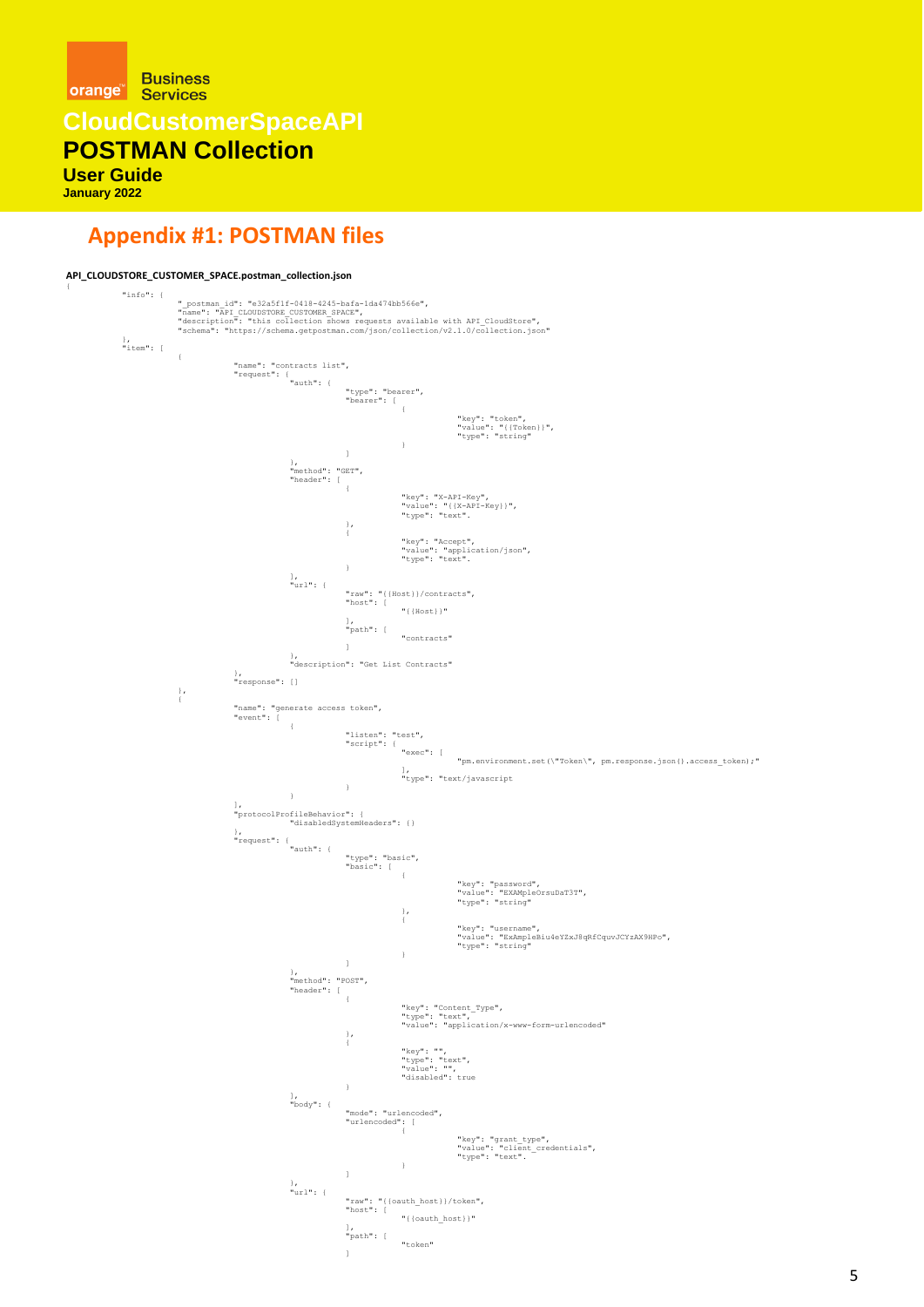## Appendix #1: POSTMAN files

**API_CLOUDSTORE_CUSTOMER_SPACE.postman_collection.json**

```
{
	"info": {
		"_postman_id": "e32a5f1f-0418-4245-bafa-1da474bb566e",
		"name": "API_CLOUDSTORE_CUSTOMER_SPACE",
		"description": "this collection shows requests available with API_CloudStore",
		"schema": "https://schema.getpostman.com/json/collection/v2.1.0/collection.json"
	},
	"item": [
		{
			"name": "contracts list",
			"request": {
				"auth": {
					"type": "bearer",
					"bearer": [
						{
							"key": "token",
							"value": "{{Token}}",
							"type": "string"
						}
					]
				},
				"method": "GET",
				"header": [
					{
						"key": "X-API-Key",
						"value": "{{X-API-Key}}",
						"type": "text"
					},
					{
						"key": "Accept",
						"value": "application/json",
						"type": "text"
					}
				],
				"url": {
					"raw": "{{Host}}/contracts",
					"host": [
						"{{Host}}"
					],
					"path": [
						"contracts"
					]
				},
				"description": "Get List Contracts"
			},
			"response": []
		},
		{
			"name": "generate access token",
			"event": [
				{
					"listen": "test",
					"script": {
						"exec": [
							"pm.environment.set(\"Token\", pm.response.json().access_token);"
						],
						"type": "text/javascript"
					}
				}
			],
			"protocolProfileBehavior": {
				"disabledSystemHeaders": {}
			},
			"request": {
				"auth": {
					"type": "basic",
					"basic": [
						{
							"key": "password",
							"value": "EXAMpleOrsuDaT3T",
							"type": "string"
						},
						{
							"key": "username",
							"value": "ExAmpleBiu4eYZxJ8qRfCquvJCYzAX9HPo",
							"type": "string"
						}
					]
				},
				"method": "POST",
				"header": [
					{
						"key": "Content_Type",
						"type": "text",
						"value": "application/x-www-form-urlencoded"
					},
					{
						"key": "",
						"type": "text",
						"value": "",
						"disabled": true
					}
				],
				"body": {
					"mode": "urlencoded",
					"urlencoded": [
						{
							"key": "grant_type",
							"value": "client_credentials",
							"type": "text"
						}
					]
				},
				"url": {
					"raw": "{{oauth_host}}/token",
					"host": [
						"{{oauth_host}}"
					],
					"path": [
						"token"
					]
```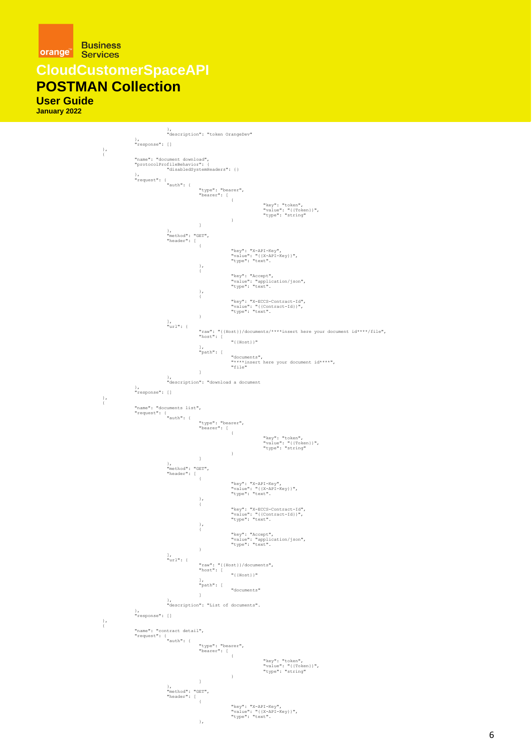```
				},
				"description": "token OrangeDev"
			},
			"response": []
		},
		{
			"name": "document download",
			"protocolProfileBehavior": {
				"disabledSystemHeaders": {}
			},
			"request": {
				"auth": {
					"type": "bearer",
					"bearer": [
						{
							"key": "token",
							"value": "{{Token}}",
							"type": "string"
						}
					]
				},
				"method": "GET",
				"header": [
					{
						"key": "X-API-Key",
						"value": "{{X-API-Key}}",
						"type": "text".
					},
					{
						"key": "Accept",
						"value": "application/json",
						"type": "text".
					},
					{
						"key": "X-ECCS-Contract-Id",
						"value": "{{Contract-Id}}",
						"type": "text".
					}
				],
				"url": {
					"raw": "{{Host}}/documents/****insert here your document id****/file",
					"host": [
						"{{Host}}"
					],
					"path": [
						"documents",
						"****insert here your document id****",
						"file"
					]
				},
				"description": "download a document"
			},
			"response": []
		},
		{
			"name": "documents list",
			"request": {
				"auth": {
					"type": "bearer",
					"bearer": [
						{
							"key": "token",
							"value": "{{Token}}",
							"type": "string"
						}
					]
				},
				"method": "GET",
				"header": [
					{
						"key": "X-API-Key",
						"value": "{{X-API-Key}}",
						"type": "text".
					},
					{
						"key": "X-ECCS-Contract-Id",
						"value": "{{Contract-Id}}",
						"type": "text".
					},
					{
						"key": "Accept",
						"value": "application/json",
						"type": "text".
					}
				],
				"url": {
					"raw": "{{Host}}/documents",
					"host": [
						"{{Host}}"
					],
					"path": [
						"documents"
					]
				},
				"description": "List of documents".
			},
			"response": []
		},
		{
			"name": "contract detail",
			"request": {
				"auth": {
					"type": "bearer",
					"bearer": [
						{
							"key": "token",
							"value": "{{Token}}",
							"type": "string"
						}
					]
				},
				"method": "GET",
				"header": [
					{
						"key": "X-API-Key",
						"value": "{{X-API-Key}}",
						"type": "text".
					},
```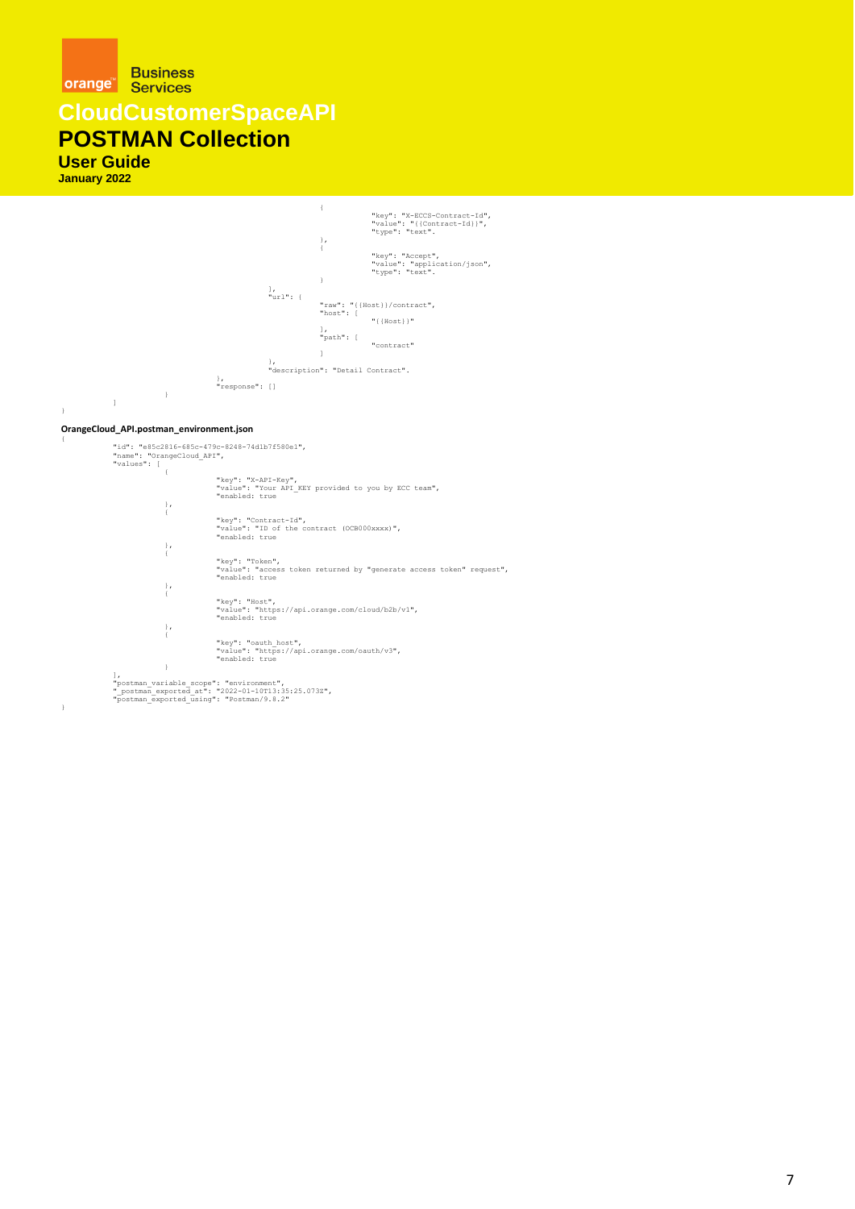```
                                {
                                        "key": "X-ECCS-Contract-Id",
                                        "value": "{{Contract-Id}}",
                                        "type": "text".
                                },
                                {
                                        "key": "Accept",
                                        "value": "application/json",
                                        "type": "text".
                                }
                        ],
                        "url": {
                                "raw": "{{Host}}/contract",
                                "host": [
                                        "{{Host}}"
                                ],
                                "path": [
                                        "contract"
                                ]
                        },
                        "description": "Detail Contract".
                },
                "response": []
        }
    ]
}
```

**OrangeCloud_API.postman_environment.json**

```
{
        "id": "e85c2816-685c-479c-8248-74d1b7f580e1",
        "name": "OrangeCloud_API",
        "values": [
                {
                        "key": "X-API-Key",
                        "value": "Your API_KEY provided to you by ECC team",
                        "enabled": true
                },
                {
                        "key": "Contract-Id",
                        "value": "ID of the contract (OCB000xxxx)",
                        "enabled": true
                },
                {
                        "key": "Token",
                        "value": "access token returned by "generate access token" request",
                        "enabled": true
                },
                {
                        "key": "Host",
                        "value": "https://api.orange.com/cloud/b2b/v1",
                        "enabled": true
                },
                {
                        "key": "oauth_host",
                        "value": "https://api.orange.com/oauth/v3",
                        "enabled": true
                }
        ],
        "postman_variable_scope": "environment",
        "_postman_exported_at": "2022-01-10T13:35:25.073Z",
        "postman_exported_using": "Postman/9.8.2"
}
```